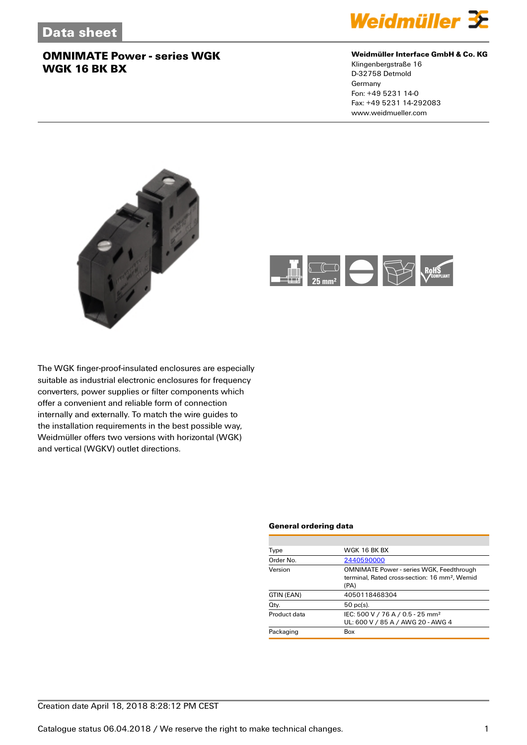# Data sheet

## OMNIMATE Power - series WGK
## WGK 16 BK BX

**Weidmüller Interface GmbH & Co. KG**
Klingenbergstraße 16
D-32758 Detmold
Germany
Fon: +49 5231 14-0
Fax: +49 5231 14-292083
www.weidmueller.com

The WGK finger-proof-insulated enclosures are especially suitable as industrial electronic enclosures for frequency converters, power supplies or filter components which offer a convenient and reliable form of connection internally and externally. To match the wire guides to the installation requirements in the best possible way, Weidmüller offers two versions with horizontal (WGK) and vertical (WGKV) outlet directions.

### General ordering data

| | |
|---|---|
| Type | WGK 16 BK BX |
| Order No. | 2440590000 |
| Version | OMNIMATE Power - series WGK, Feedthrough terminal, Rated cross-section: 16 mm², Wemid (PA) |
| GTIN (EAN) | 4050118468304 |
| Qty. | 50 pc(s). |
| Product data | IEC: 500 V / 76 A / 0.5 - 25 mm²<br>UL: 600 V / 85 A / AWG 20 - AWG 4 |
| Packaging | Box |

Creation date April 18, 2018 8:28:12 PM CEST

Catalogue status 06.04.2018 / We reserve the right to make technical changes.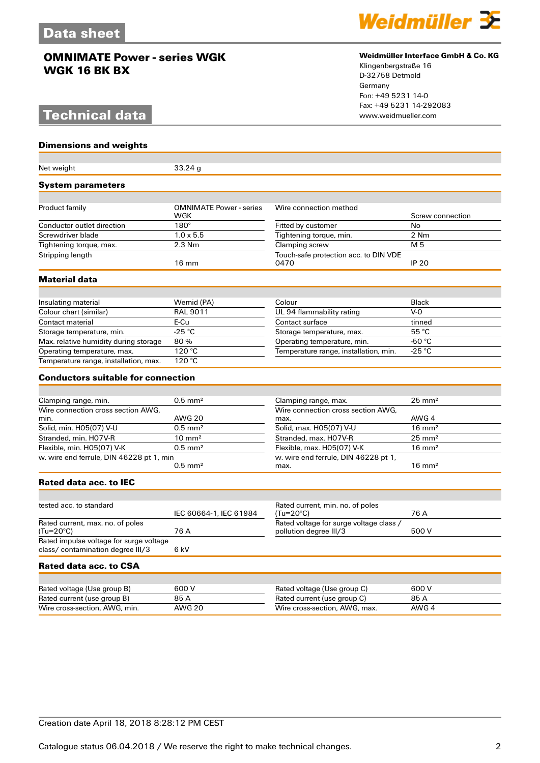## Data sheet

### OMNIMATE Power - series WGK
### WGK 16 BK BX

**Weidmüller Interface GmbH & Co. KG**
Klingenbergstraße 16
D-32758 Detmold
Germany
Fon: +49 5231 14-0
Fax: +49 5231 14-292083
www.weidmueller.com

## Technical data

### Dimensions and weights

| | |
|---|---|
| Net weight | 33.24 g |

### System parameters

| | | | |
|---|---|---|---|
| Product family | OMNIMATE Power - series WGK | Wire connection method | Screw connection |
| Conductor outlet direction | 180° | Fitted by customer | No |
| Screwdriver blade | 1.0 x 5.5 | Tightening torque, min. | 2 Nm |
| Tightening torque, max. | 2.3 Nm | Clamping screw | M 5 |
| Stripping length | 16 mm | Touch-safe protection acc. to DIN VDE 0470 | IP 20 |

### Material data

| | | | |
|---|---|---|---|
| Insulating material | Wemid (PA) | Colour | Black |
| Colour chart (similar) | RAL 9011 | UL 94 flammability rating | V-0 |
| Contact material | E-Cu | Contact surface | tinned |
| Storage temperature, min. | -25 °C | Storage temperature, max. | 55 °C |
| Max. relative humidity during storage | 80 % | Operating temperature, min. | -50 °C |
| Operating temperature, max. | 120 °C | Temperature range, installation, min. | -25 °C |
| Temperature range, installation, max. | 120 °C | | |

### Conductors suitable for connection

| | | | |
|---|---|---|---|
| Clamping range, min. | 0.5 mm² | Clamping range, max. | 25 mm² |
| Wire connection cross section AWG, min. | AWG 20 | Wire connection cross section AWG, max. | AWG 4 |
| Solid, min. H05(07) V-U | 0.5 mm² | Solid, max. H05(07) V-U | 16 mm² |
| Stranded, min. H07V-R | 10 mm² | Stranded, max. H07V-R | 25 mm² |
| Flexible, min. H05(07) V-K | 0.5 mm² | Flexible, max. H05(07) V-K | 16 mm² |
| w. wire end ferrule, DIN 46228 pt 1, min | 0.5 mm² | w. wire end ferrule, DIN 46228 pt 1, max. | 16 mm² |

### Rated data acc. to IEC

| | | | |
|---|---|---|---|
| tested acc. to standard | IEC 60664-1, IEC 61984 | Rated current, min. no. of poles (Tu=20°C) | 76 A |
| Rated current, max. no. of poles (Tu=20°C) | 76 A | Rated voltage for surge voltage class / pollution degree III/3 | 500 V |
| Rated impulse voltage for surge voltage class/ contamination degree III/3 | 6 kV | | |

### Rated data acc. to CSA

| | | | |
|---|---|---|---|
| Rated voltage (Use group B) | 600 V | Rated voltage (Use group C) | 600 V |
| Rated current (use group B) | 85 A | Rated current (use group C) | 85 A |
| Wire cross-section, AWG, min. | AWG 20 | Wire cross-section, AWG, max. | AWG 4 |

Creation date April 18, 2018 8:28:12 PM CEST

Catalogue status 06.04.2018 / We reserve the right to make technical changes.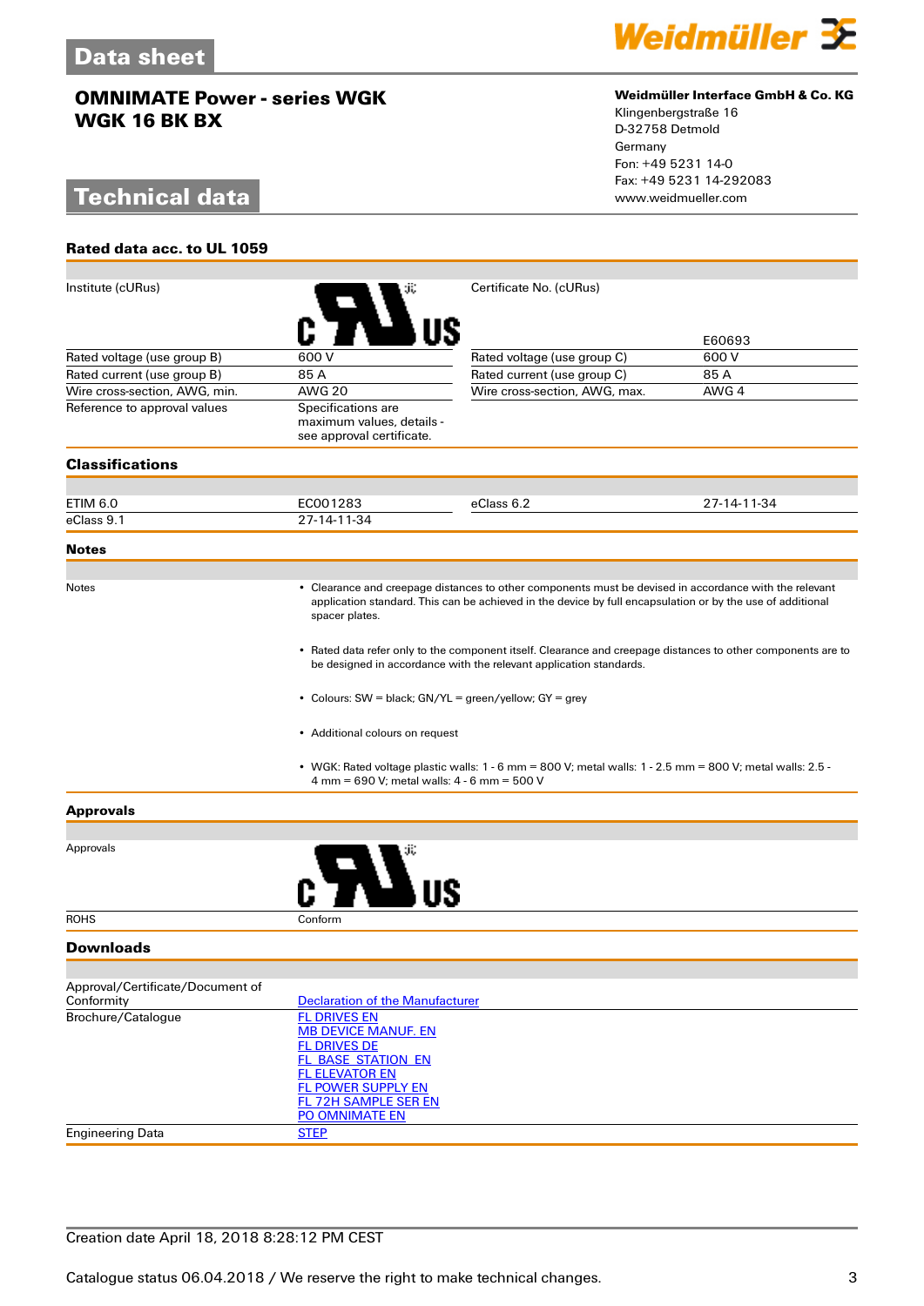# Data sheet

**OMNIMATE Power - series WGK**
**WGK 16 BK BX**

**Weidmüller Interface GmbH & Co. KG**
Klingenbergstraße 16
D-32758 Detmold
Germany
Fon: +49 5231 14-0
Fax: +49 5231 14-292083
www.weidmueller.com

## Technical data

### Rated data acc. to UL 1059

| | | | |
|---|---|---|---|
| Institute (cURus) | | Certificate No. (cURus) | E60693 |
| Rated voltage (use group B) | 600 V | Rated voltage (use group C) | 600 V |
| Rated current (use group B) | 85 A | Rated current (use group C) | 85 A |
| Wire cross-section, AWG, min. | AWG 20 | Wire cross-section, AWG, max. | AWG 4 |
| Reference to approval values | Specifications are maximum values, details - see approval certificate. | | |

### Classifications

| | | | |
|---|---|---|---|
| ETIM 6.0 | EC001283 | eClass 6.2 | 27-14-11-34 |
| eClass 9.1 | 27-14-11-34 | | |

### Notes

Notes

- Clearance and creepage distances to other components must be devised in accordance with the relevant application standard. This can be achieved in the device by full encapsulation or by the use of additional spacer plates.
- Rated data refer only to the component itself. Clearance and creepage distances to other components are to be designed in accordance with the relevant application standards.
- Colours: SW = black; GN/YL = green/yellow; GY = grey
- Additional colours on request
- WGK: Rated voltage plastic walls: 1 - 6 mm = 800 V; metal walls: 1 - 2.5 mm = 800 V; metal walls: 2.5 - 4 mm = 690 V; metal walls: 4 - 6 mm = 500 V

### Approvals

| | |
|---|---|
| Approvals | |
| ROHS | Conform |

### Downloads

| | |
|---|---|
| Approval/Certificate/Document of Conformity | Declaration of the Manufacturer |
| Brochure/Catalogue | FL DRIVES EN<br>MB DEVICE MANUF. EN<br>FL DRIVES DE<br>FL_BASE_STATION_EN<br>FL ELEVATOR EN<br>FL POWER SUPPLY EN<br>FL 72H SAMPLE SER EN<br>PO OMNIMATE EN |
| Engineering Data | STEP |

Creation date April 18, 2018 8:28:12 PM CEST

Catalogue status 06.04.2018 / We reserve the right to make technical changes.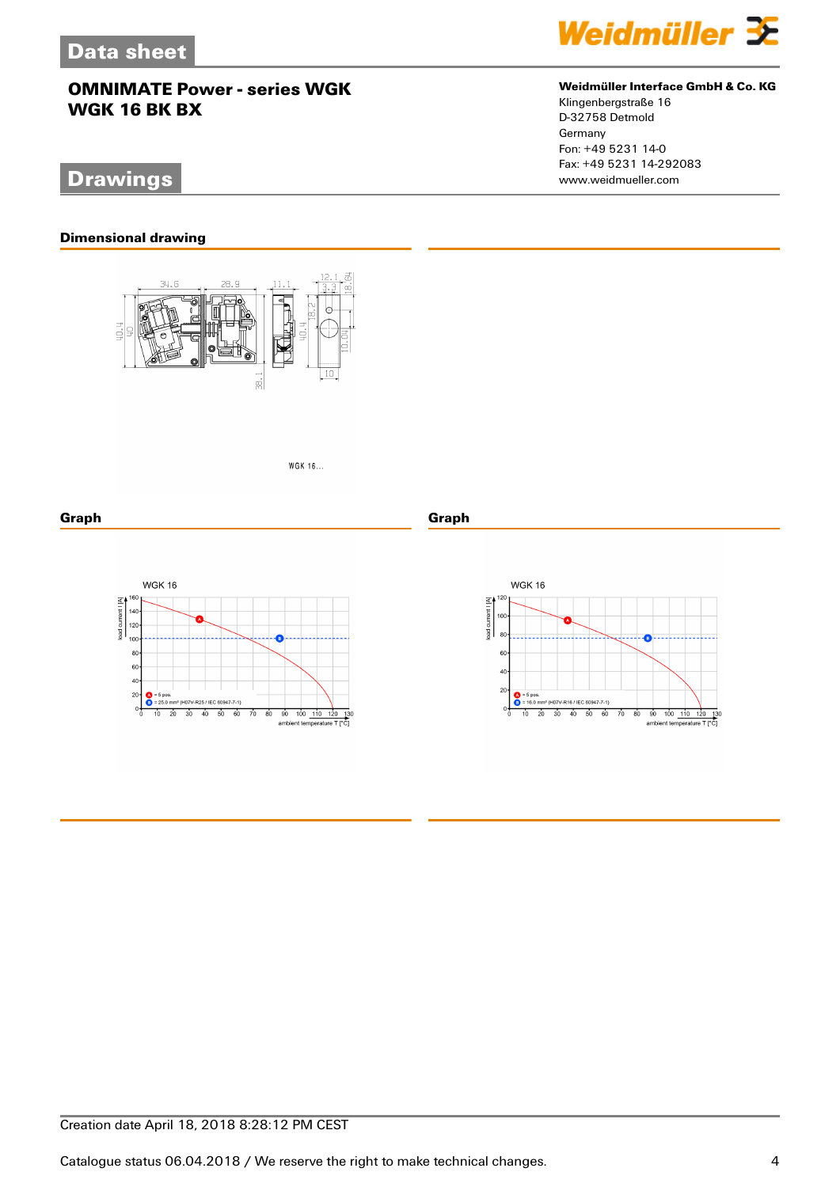# OMNIMATE Power - series WGK
# WGK 16 BK BX

## Drawings

### Dimensional drawing

34.6
28.9
11.1
12.1
3.3
18.84
40.4
40
18.2
40.4
10.04
38.1
10
WGK 16...

### Graph

WGK 16

load current I [A]

160
140
120
100
80
60
40
20
0

0 10 20 30 40 50 60 70 80 90 100 110 120 130

ambient temperature T [°C]

A = 5 pos.

B = 25.0 mm² (H07V-R25 / IEC 60947-7-1)

### Graph

WGK 16

load current I [A]

120
100
80
60
40
20
0

0 10 20 30 40 50 60 70 80 90 100 110 120 130

ambient temperature T [°C]

A = 5 pos.

B = 16.0 mm² (H07V-R16 / IEC 60947-7-1)

Creation date April 18, 2018 8:28:12 PM CEST

Catalogue status 06.04.2018 / We reserve the right to make technical changes.